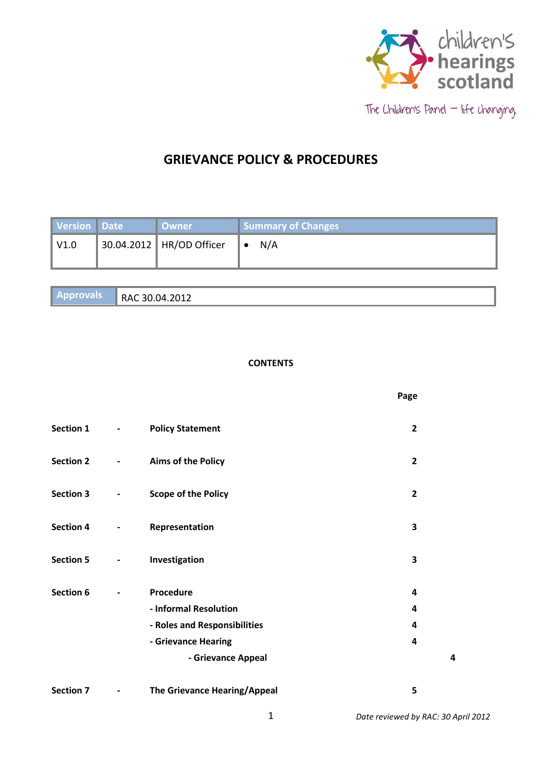children's hearings scotland

The Children's Panel – life changing

# GRIEVANCE POLICY & PROCEDURES

| Version | Date | Owner | Summary of Changes |
|---|---|---|---|
| V1.0 | 30.04.2012 | HR/OD Officer | • N/A |

| Approvals | RAC 30.04.2012 |
|---|---|

**CONTENTS**

| | | | Page |
|---|---|---|---|
| **Section 1** | **-** | **Policy Statement** | **2** |
| **Section 2** | **-** | **Aims of the Policy** | **2** |
| **Section 3** | **-** | **Scope of the Policy** | **2** |
| **Section 4** | **-** | **Representation** | **3** |
| **Section 5** | **-** | **Investigation** | **3** |
| **Section 6** | **-** | **Procedure** | **4** |
| | | **- Informal Resolution** | **4** |
| | | **- Roles and Responsibilities** | **4** |
| | | **- Grievance Hearing** | **4** |
| | | **- Grievance Appeal** | **4** |
| **Section 7** | **-** | **The Grievance Hearing/Appeal** | **5** |

*Date reviewed by RAC: 30 April 2012*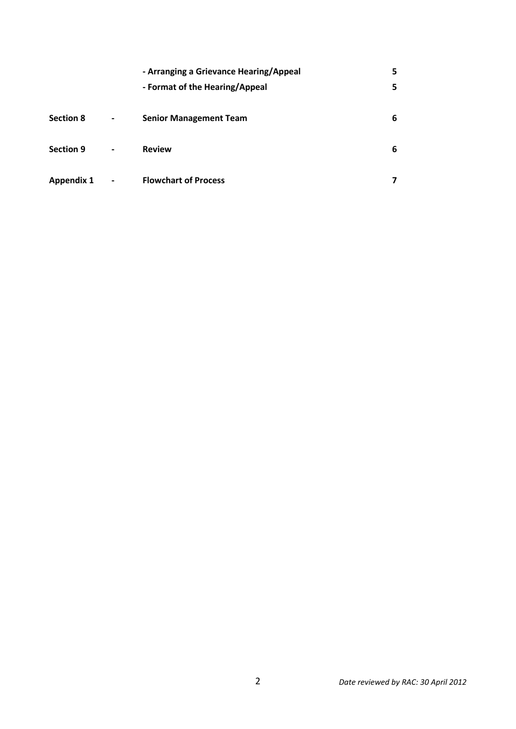| | | | |
|---|---|---|---|
| | | **- Arranging a Grievance Hearing/Appeal** | **5** |
| | | **- Format of the Hearing/Appeal** | **5** |
| **Section 8** | **-** | **Senior Management Team** | **6** |
| **Section 9** | **-** | **Review** | **6** |
| **Appendix 1** | **-** | **Flowchart of Process** | **7** |

*Date reviewed by RAC: 30 April 2012*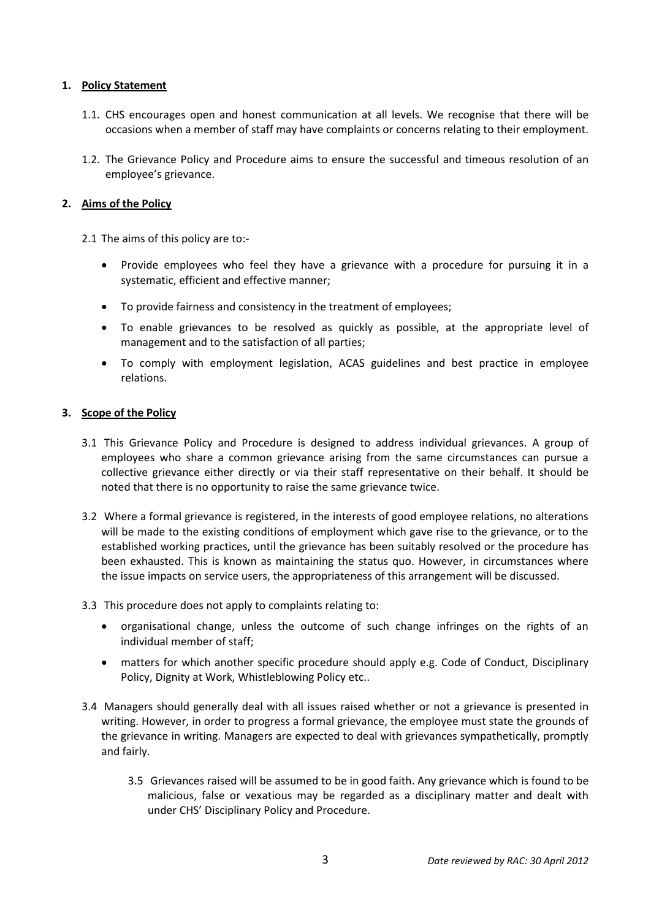## 1. Policy Statement

1.1. CHS encourages open and honest communication at all levels. We recognise that there will be occasions when a member of staff may have complaints or concerns relating to their employment.

1.2. The Grievance Policy and Procedure aims to ensure the successful and timeous resolution of an employee's grievance.

## 2. Aims of the Policy

2.1 The aims of this policy are to:-

- Provide employees who feel they have a grievance with a procedure for pursuing it in a systematic, efficient and effective manner;
- To provide fairness and consistency in the treatment of employees;
- To enable grievances to be resolved as quickly as possible, at the appropriate level of management and to the satisfaction of all parties;
- To comply with employment legislation, ACAS guidelines and best practice in employee relations.

## 3. Scope of the Policy

3.1 This Grievance Policy and Procedure is designed to address individual grievances. A group of employees who share a common grievance arising from the same circumstances can pursue a collective grievance either directly or via their staff representative on their behalf. It should be noted that there is no opportunity to raise the same grievance twice.

3.2 Where a formal grievance is registered, in the interests of good employee relations, no alterations will be made to the existing conditions of employment which gave rise to the grievance, or to the established working practices, until the grievance has been suitably resolved or the procedure has been exhausted. This is known as maintaining the status quo. However, in circumstances where the issue impacts on service users, the appropriateness of this arrangement will be discussed.

3.3 This procedure does not apply to complaints relating to:

- organisational change, unless the outcome of such change infringes on the rights of an individual member of staff;
- matters for which another specific procedure should apply e.g. Code of Conduct, Disciplinary Policy, Dignity at Work, Whistleblowing Policy etc..

3.4 Managers should generally deal with all issues raised whether or not a grievance is presented in writing. However, in order to progress a formal grievance, the employee must state the grounds of the grievance in writing. Managers are expected to deal with grievances sympathetically, promptly and fairly.

3.5 Grievances raised will be assumed to be in good faith. Any grievance which is found to be malicious, false or vexatious may be regarded as a disciplinary matter and dealt with under CHS' Disciplinary Policy and Procedure.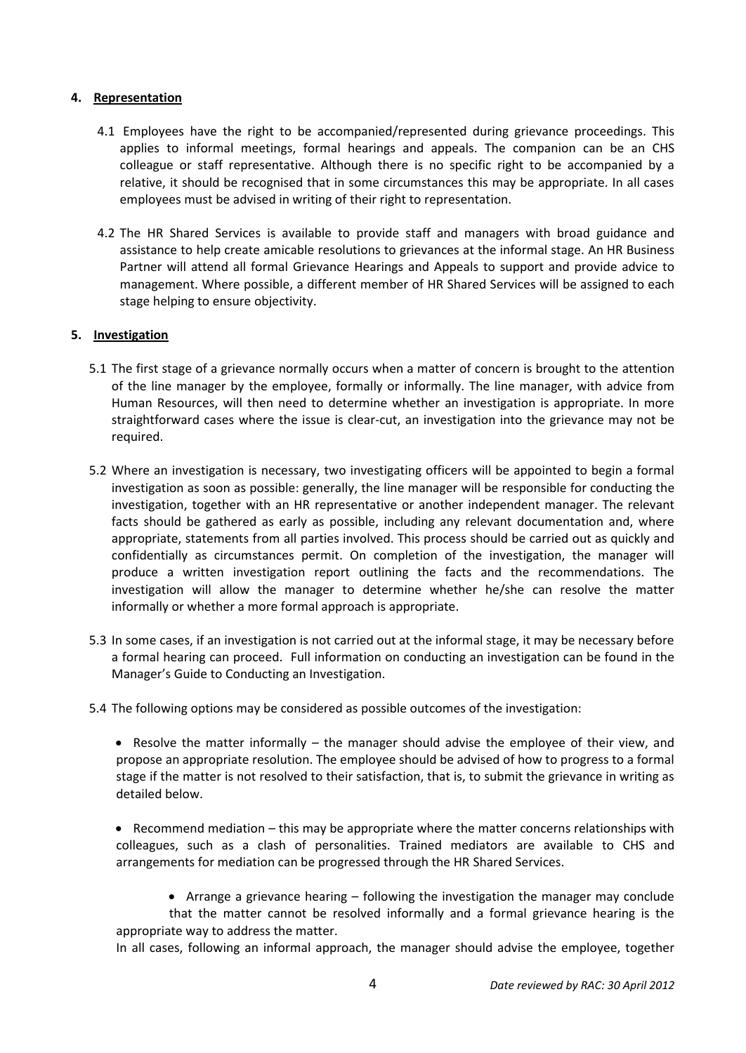## 4. Representation

4.1 Employees have the right to be accompanied/represented during grievance proceedings. This applies to informal meetings, formal hearings and appeals. The companion can be an CHS colleague or staff representative. Although there is no specific right to be accompanied by a relative, it should be recognised that in some circumstances this may be appropriate. In all cases employees must be advised in writing of their right to representation.

4.2 The HR Shared Services is available to provide staff and managers with broad guidance and assistance to help create amicable resolutions to grievances at the informal stage. An HR Business Partner will attend all formal Grievance Hearings and Appeals to support and provide advice to management. Where possible, a different member of HR Shared Services will be assigned to each stage helping to ensure objectivity.

## 5. Investigation

5.1 The first stage of a grievance normally occurs when a matter of concern is brought to the attention of the line manager by the employee, formally or informally. The line manager, with advice from Human Resources, will then need to determine whether an investigation is appropriate. In more straightforward cases where the issue is clear-cut, an investigation into the grievance may not be required.

5.2 Where an investigation is necessary, two investigating officers will be appointed to begin a formal investigation as soon as possible: generally, the line manager will be responsible for conducting the investigation, together with an HR representative or another independent manager. The relevant facts should be gathered as early as possible, including any relevant documentation and, where appropriate, statements from all parties involved. This process should be carried out as quickly and confidentially as circumstances permit. On completion of the investigation, the manager will produce a written investigation report outlining the facts and the recommendations. The investigation will allow the manager to determine whether he/she can resolve the matter informally or whether a more formal approach is appropriate.

5.3 In some cases, if an investigation is not carried out at the informal stage, it may be necessary before a formal hearing can proceed. Full information on conducting an investigation can be found in the Manager's Guide to Conducting an Investigation.

5.4 The following options may be considered as possible outcomes of the investigation:

- Resolve the matter informally – the manager should advise the employee of their view, and propose an appropriate resolution. The employee should be advised of how to progress to a formal stage if the matter is not resolved to their satisfaction, that is, to submit the grievance in writing as detailed below.

- Recommend mediation – this may be appropriate where the matter concerns relationships with colleagues, such as a clash of personalities. Trained mediators are available to CHS and arrangements for mediation can be progressed through the HR Shared Services.

- Arrange a grievance hearing – following the investigation the manager may conclude that the matter cannot be resolved informally and a formal grievance hearing is the appropriate way to address the matter.

In all cases, following an informal approach, the manager should advise the employee, together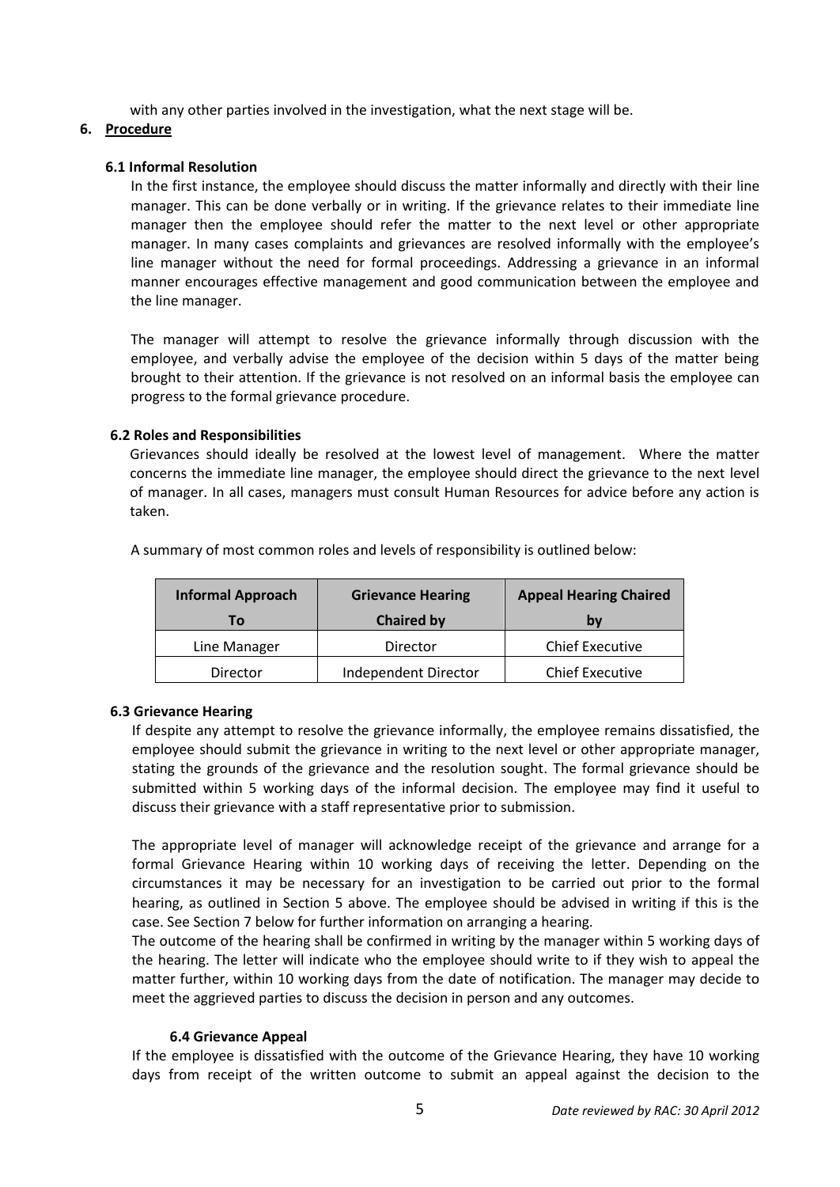with any other parties involved in the investigation, what the next stage will be.

## 6. Procedure

### 6.1 Informal Resolution

In the first instance, the employee should discuss the matter informally and directly with their line manager. This can be done verbally or in writing. If the grievance relates to their immediate line manager then the employee should refer the matter to the next level or other appropriate manager. In many cases complaints and grievances are resolved informally with the employee's line manager without the need for formal proceedings. Addressing a grievance in an informal manner encourages effective management and good communication between the employee and the line manager.

The manager will attempt to resolve the grievance informally through discussion with the employee, and verbally advise the employee of the decision within 5 days of the matter being brought to their attention. If the grievance is not resolved on an informal basis the employee can progress to the formal grievance procedure.

### 6.2 Roles and Responsibilities

Grievances should ideally be resolved at the lowest level of management. Where the matter concerns the immediate line manager, the employee should direct the grievance to the next level of manager. In all cases, managers must consult Human Resources for advice before any action is taken.

A summary of most common roles and levels of responsibility is outlined below:

| Informal Approach To | Grievance Hearing Chaired by | Appeal Hearing Chaired by |
|---|---|---|
| Line Manager | Director | Chief Executive |
| Director | Independent Director | Chief Executive |

### 6.3 Grievance Hearing

If despite any attempt to resolve the grievance informally, the employee remains dissatisfied, the employee should submit the grievance in writing to the next level or other appropriate manager, stating the grounds of the grievance and the resolution sought. The formal grievance should be submitted within 5 working days of the informal decision. The employee may find it useful to discuss their grievance with a staff representative prior to submission.

The appropriate level of manager will acknowledge receipt of the grievance and arrange for a formal Grievance Hearing within 10 working days of receiving the letter. Depending on the circumstances it may be necessary for an investigation to be carried out prior to the formal hearing, as outlined in Section 5 above. The employee should be advised in writing if this is the case. See Section 7 below for further information on arranging a hearing.

The outcome of the hearing shall be confirmed in writing by the manager within 5 working days of the hearing. The letter will indicate who the employee should write to if they wish to appeal the matter further, within 10 working days from the date of notification. The manager may decide to meet the aggrieved parties to discuss the decision in person and any outcomes.

### 6.4 Grievance Appeal

If the employee is dissatisfied with the outcome of the Grievance Hearing, they have 10 working days from receipt of the written outcome to submit an appeal against the decision to the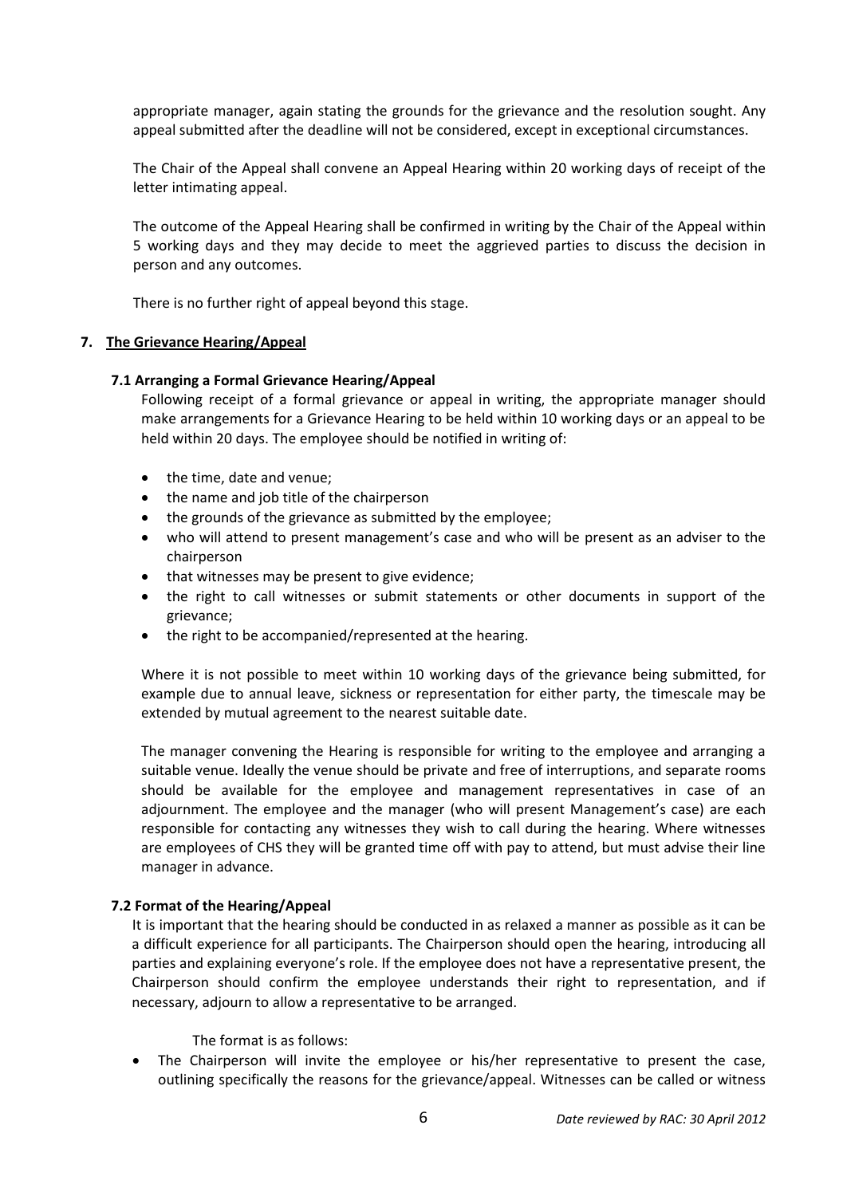appropriate manager, again stating the grounds for the grievance and the resolution sought. Any appeal submitted after the deadline will not be considered, except in exceptional circumstances.

The Chair of the Appeal shall convene an Appeal Hearing within 20 working days of receipt of the letter intimating appeal.

The outcome of the Appeal Hearing shall be confirmed in writing by the Chair of the Appeal within 5 working days and they may decide to meet the aggrieved parties to discuss the decision in person and any outcomes.

There is no further right of appeal beyond this stage.

## 7. The Grievance Hearing/Appeal

### 7.1 Arranging a Formal Grievance Hearing/Appeal

Following receipt of a formal grievance or appeal in writing, the appropriate manager should make arrangements for a Grievance Hearing to be held within 10 working days or an appeal to be held within 20 days. The employee should be notified in writing of:

- the time, date and venue;
- the name and job title of the chairperson
- the grounds of the grievance as submitted by the employee;
- who will attend to present management's case and who will be present as an adviser to the chairperson
- that witnesses may be present to give evidence;
- the right to call witnesses or submit statements or other documents in support of the grievance;
- the right to be accompanied/represented at the hearing.

Where it is not possible to meet within 10 working days of the grievance being submitted, for example due to annual leave, sickness or representation for either party, the timescale may be extended by mutual agreement to the nearest suitable date.

The manager convening the Hearing is responsible for writing to the employee and arranging a suitable venue. Ideally the venue should be private and free of interruptions, and separate rooms should be available for the employee and management representatives in case of an adjournment. The employee and the manager (who will present Management's case) are each responsible for contacting any witnesses they wish to call during the hearing. Where witnesses are employees of CHS they will be granted time off with pay to attend, but must advise their line manager in advance.

### 7.2 Format of the Hearing/Appeal

It is important that the hearing should be conducted in as relaxed a manner as possible as it can be a difficult experience for all participants. The Chairperson should open the hearing, introducing all parties and explaining everyone's role. If the employee does not have a representative present, the Chairperson should confirm the employee understands their right to representation, and if necessary, adjourn to allow a representative to be arranged.

The format is as follows:

- The Chairperson will invite the employee or his/her representative to present the case, outlining specifically the reasons for the grievance/appeal. Witnesses can be called or witness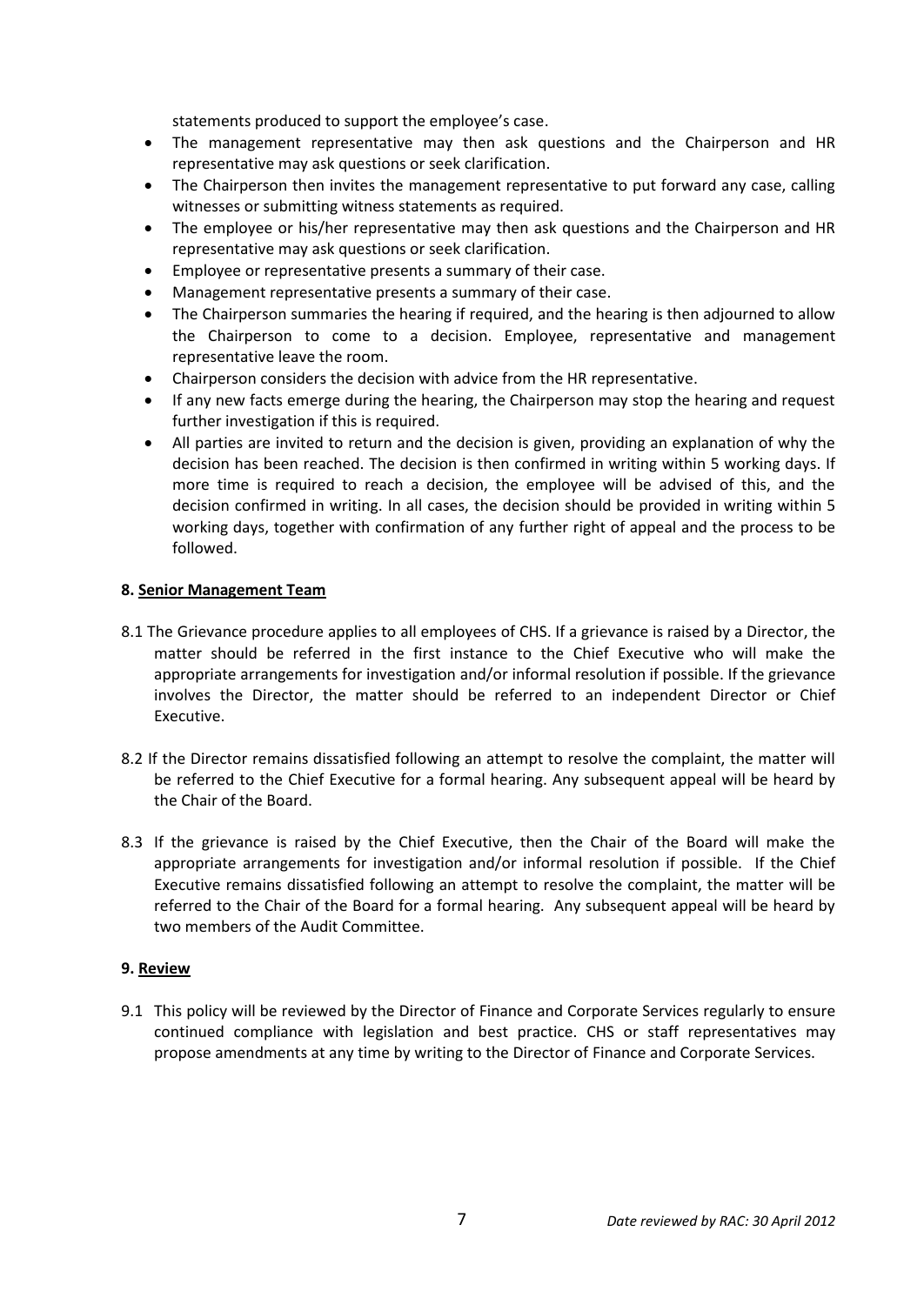statements produced to support the employee's case.

- The management representative may then ask questions and the Chairperson and HR representative may ask questions or seek clarification.
- The Chairperson then invites the management representative to put forward any case, calling witnesses or submitting witness statements as required.
- The employee or his/her representative may then ask questions and the Chairperson and HR representative may ask questions or seek clarification.
- Employee or representative presents a summary of their case.
- Management representative presents a summary of their case.
- The Chairperson summaries the hearing if required, and the hearing is then adjourned to allow the Chairperson to come to a decision. Employee, representative and management representative leave the room.
- Chairperson considers the decision with advice from the HR representative.
- If any new facts emerge during the hearing, the Chairperson may stop the hearing and request further investigation if this is required.
- All parties are invited to return and the decision is given, providing an explanation of why the decision has been reached. The decision is then confirmed in writing within 5 working days. If more time is required to reach a decision, the employee will be advised of this, and the decision confirmed in writing. In all cases, the decision should be provided in writing within 5 working days, together with confirmation of any further right of appeal and the process to be followed.

**8. <u>Senior Management Team</u>**

8.1 The Grievance procedure applies to all employees of CHS. If a grievance is raised by a Director, the matter should be referred in the first instance to the Chief Executive who will make the appropriate arrangements for investigation and/or informal resolution if possible. If the grievance involves the Director, the matter should be referred to an independent Director or Chief Executive.

8.2 If the Director remains dissatisfied following an attempt to resolve the complaint, the matter will be referred to the Chief Executive for a formal hearing. Any subsequent appeal will be heard by the Chair of the Board.

8.3 If the grievance is raised by the Chief Executive, then the Chair of the Board will make the appropriate arrangements for investigation and/or informal resolution if possible. If the Chief Executive remains dissatisfied following an attempt to resolve the complaint, the matter will be referred to the Chair of the Board for a formal hearing. Any subsequent appeal will be heard by two members of the Audit Committee.

**9. <u>Review</u>**

9.1 This policy will be reviewed by the Director of Finance and Corporate Services regularly to ensure continued compliance with legislation and best practice. CHS or staff representatives may propose amendments at any time by writing to the Director of Finance and Corporate Services.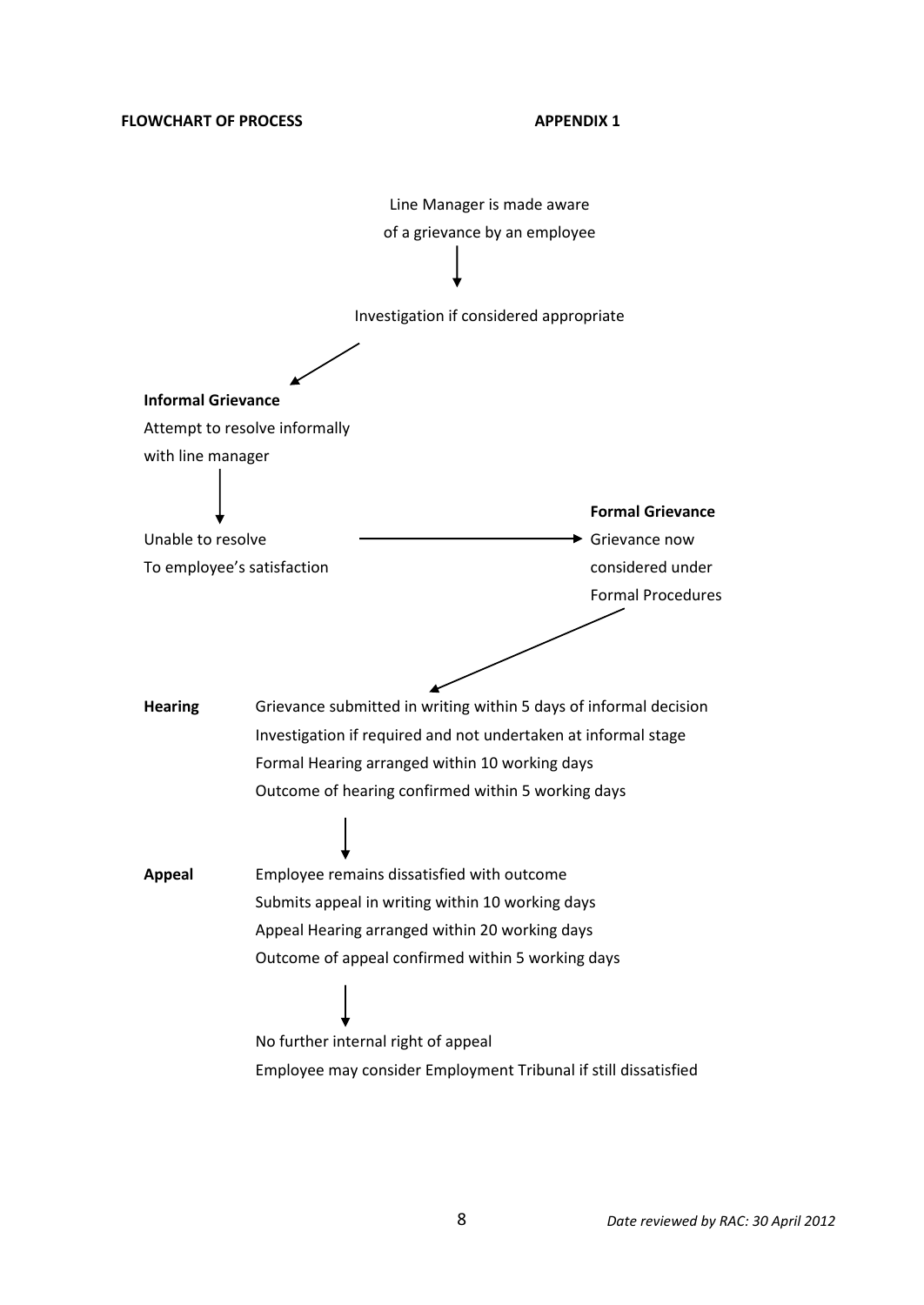**FLOWCHART OF PROCESS** **APPENDIX 1**

Line Manager is made aware of a grievance by an employee

↓

Investigation if considered appropriate

↓

**Informal Grievance**

Attempt to resolve informally with line manager

↓

Unable to resolve
To employee's satisfaction

→

**Formal Grievance**

Grievance now considered under Formal Procedures

↓

**Hearing**

Grievance submitted in writing within 5 days of informal decision
Investigation if required and not undertaken at informal stage
Formal Hearing arranged within 10 working days
Outcome of hearing confirmed within 5 working days

↓

**Appeal**

Employee remains dissatisfied with outcome
Submits appeal in writing within 10 working days
Appeal Hearing arranged within 20 working days
Outcome of appeal confirmed within 5 working days

↓

No further internal right of appeal
Employee may consider Employment Tribunal if still dissatisfied

*Date reviewed by RAC: 30 April 2012*